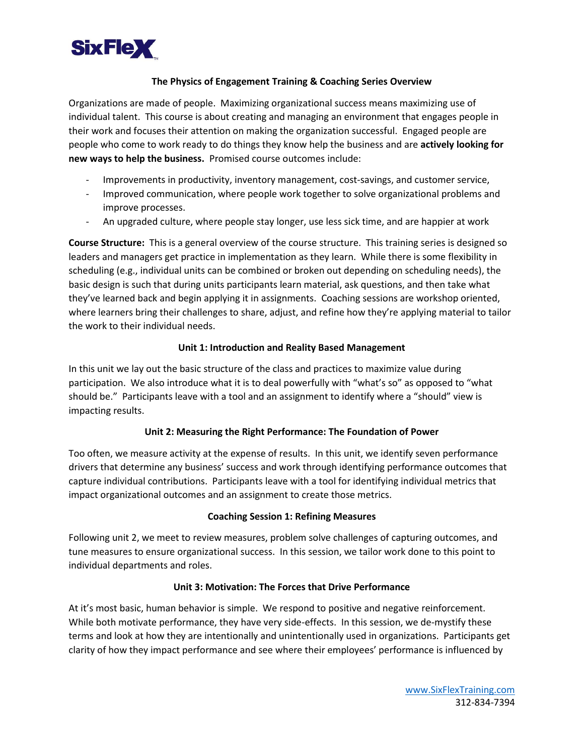**SixFlex**

# The Physics of Engagement Training & Coaching Series Overview

Organizations are made of people. Maximizing organizational success means maximizing use of individual talent. This course is about creating and managing an environment that engages people in their work and focuses their attention on making the organization successful. Engaged people are people who come to work ready to do things they know help the business and are **actively looking for new ways to help the business.** Promised course outcomes include:

- Improvements in productivity, inventory management, cost-savings, and customer service,
- Improved communication, where people work together to solve organizational problems and improve processes.
- An upgraded culture, where people stay longer, use less sick time, and are happier at work

**Course Structure:** This is a general overview of the course structure. This training series is designed so leaders and managers get practice in implementation as they learn. While there is some flexibility in scheduling (e.g., individual units can be combined or broken out depending on scheduling needs), the basic design is such that during units participants learn material, ask questions, and then take what they've learned back and begin applying it in assignments. Coaching sessions are workshop oriented, where learners bring their challenges to share, adjust, and refine how they're applying material to tailor the work to their individual needs.

## Unit 1: Introduction and Reality Based Management

In this unit we lay out the basic structure of the class and practices to maximize value during participation. We also introduce what it is to deal powerfully with "what's so" as opposed to "what should be." Participants leave with a tool and an assignment to identify where a "should" view is impacting results.

## Unit 2: Measuring the Right Performance: The Foundation of Power

Too often, we measure activity at the expense of results. In this unit, we identify seven performance drivers that determine any business' success and work through identifying performance outcomes that capture individual contributions. Participants leave with a tool for identifying individual metrics that impact organizational outcomes and an assignment to create those metrics.

## Coaching Session 1: Refining Measures

Following unit 2, we meet to review measures, problem solve challenges of capturing outcomes, and tune measures to ensure organizational success. In this session, we tailor work done to this point to individual departments and roles.

## Unit 3: Motivation: The Forces that Drive Performance

At it's most basic, human behavior is simple. We respond to positive and negative reinforcement. While both motivate performance, they have very side-effects. In this session, we de-mystify these terms and look at how they are intentionally and unintentionally used in organizations. Participants get clarity of how they impact performance and see where their employees' performance is influenced by

www.SixFlexTraining.com
312-834-7394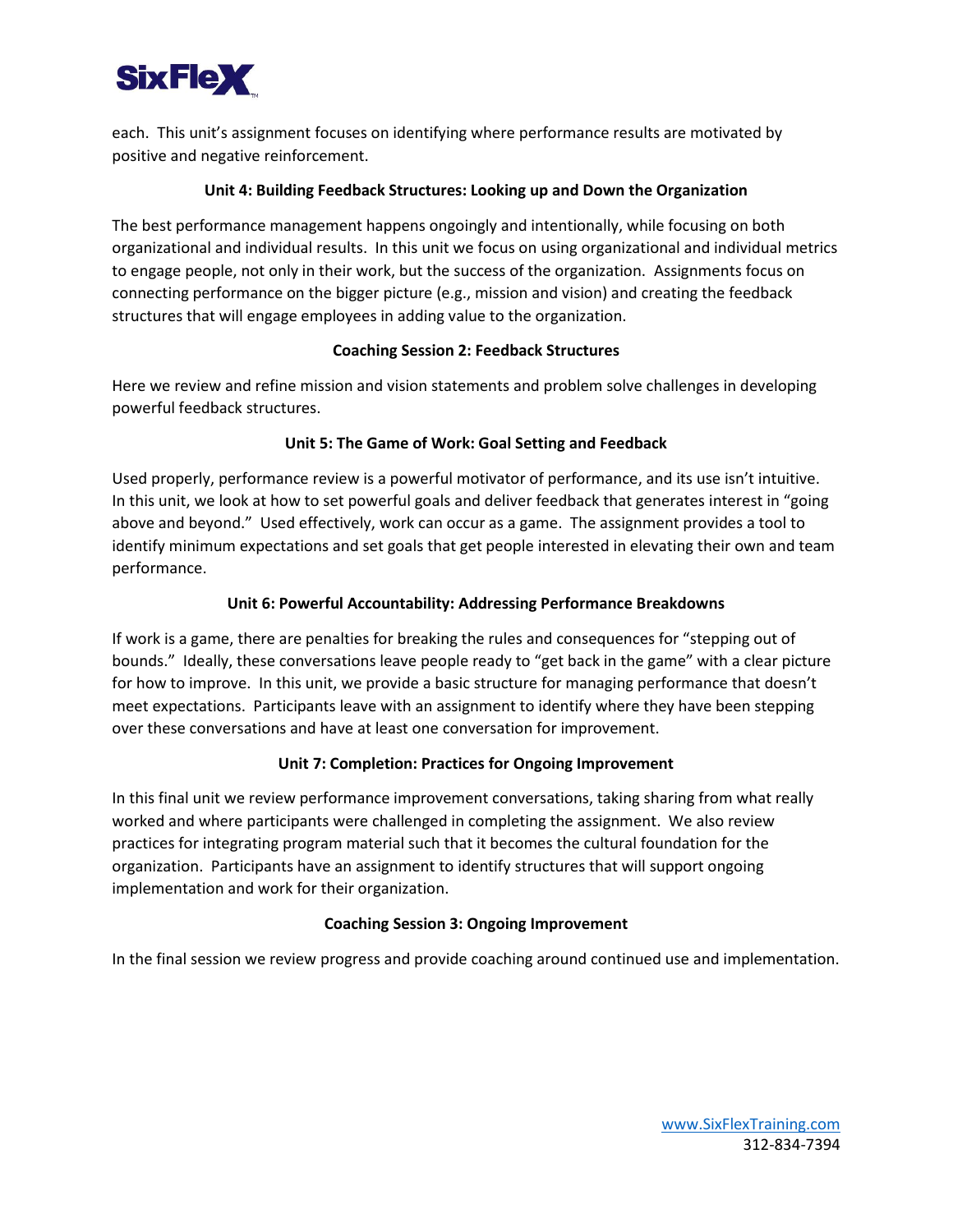each. This unit's assignment focuses on identifying where performance results are motivated by positive and negative reinforcement.

**Unit 4: Building Feedback Structures: Looking up and Down the Organization**

The best performance management happens ongoingly and intentionally, while focusing on both organizational and individual results. In this unit we focus on using organizational and individual metrics to engage people, not only in their work, but the success of the organization. Assignments focus on connecting performance on the bigger picture (e.g., mission and vision) and creating the feedback structures that will engage employees in adding value to the organization.

**Coaching Session 2: Feedback Structures**

Here we review and refine mission and vision statements and problem solve challenges in developing powerful feedback structures.

**Unit 5: The Game of Work: Goal Setting and Feedback**

Used properly, performance review is a powerful motivator of performance, and its use isn't intuitive. In this unit, we look at how to set powerful goals and deliver feedback that generates interest in "going above and beyond." Used effectively, work can occur as a game. The assignment provides a tool to identify minimum expectations and set goals that get people interested in elevating their own and team performance.

**Unit 6: Powerful Accountability: Addressing Performance Breakdowns**

If work is a game, there are penalties for breaking the rules and consequences for "stepping out of bounds." Ideally, these conversations leave people ready to "get back in the game" with a clear picture for how to improve. In this unit, we provide a basic structure for managing performance that doesn't meet expectations. Participants leave with an assignment to identify where they have been stepping over these conversations and have at least one conversation for improvement.

**Unit 7: Completion: Practices for Ongoing Improvement**

In this final unit we review performance improvement conversations, taking sharing from what really worked and where participants were challenged in completing the assignment. We also review practices for integrating program material such that it becomes the cultural foundation for the organization. Participants have an assignment to identify structures that will support ongoing implementation and work for their organization.

**Coaching Session 3: Ongoing Improvement**

In the final session we review progress and provide coaching around continued use and implementation.